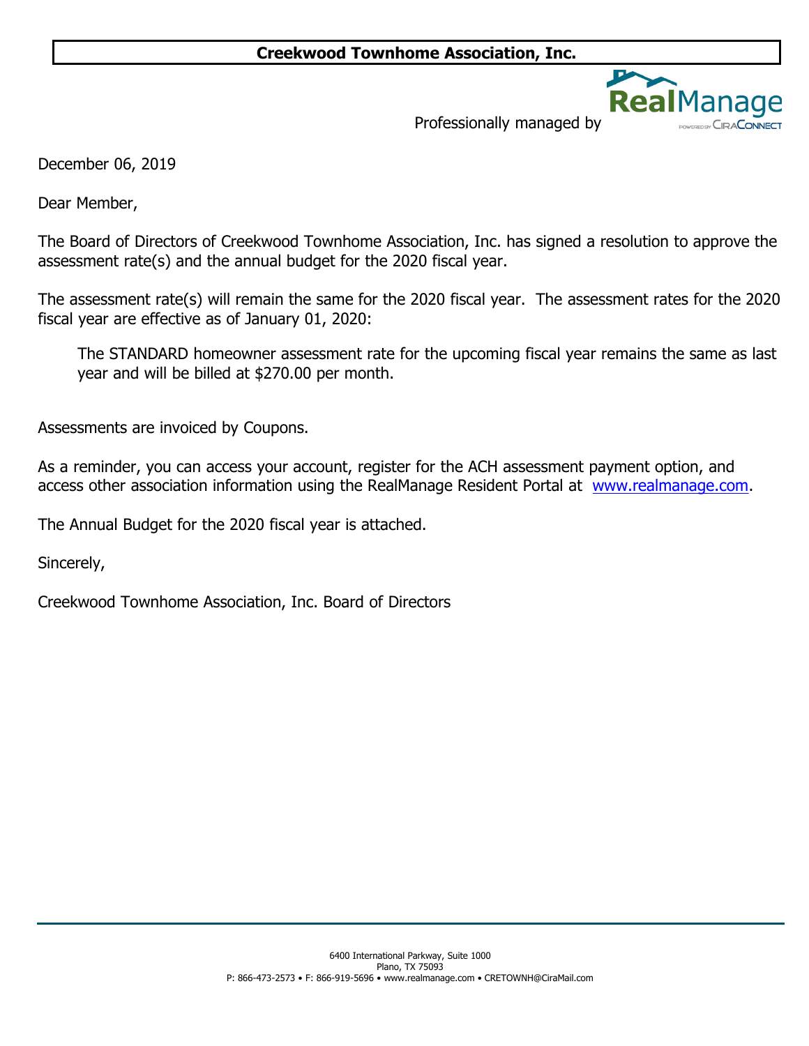# Creekwood Townhome Association, Inc.

Professionally managed by RealManage

December 06, 2019

Dear Member,

The Board of Directors of Creekwood Townhome Association, Inc. has signed a resolution to approve the assessment rate(s) and the annual budget for the 2020 fiscal year.

The assessment rate(s) will remain the same for the 2020 fiscal year. The assessment rates for the 2020 fiscal year are effective as of January 01, 2020:

> The STANDARD homeowner assessment rate for the upcoming fiscal year remains the same as last year and will be billed at $270.00 per month.

Assessments are invoiced by Coupons.

As a reminder, you can access your account, register for the ACH assessment payment option, and access other association information using the RealManage Resident Portal at [www.realmanage.com](http://www.realmanage.com).

The Annual Budget for the 2020 fiscal year is attached.

Sincerely,

Creekwood Townhome Association, Inc. Board of Directors

6400 International Parkway, Suite 1000
Plano, TX 75093
P: 866-473-2573 • F: 866-919-5696 • www.realmanage.com • CRETOWNH@CiraMail.com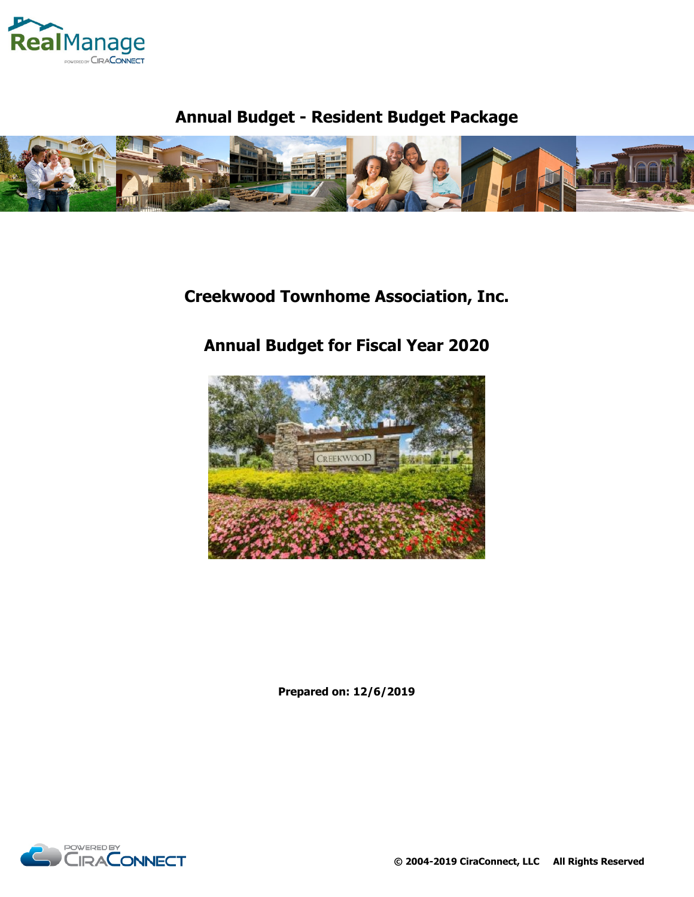# Annual Budget - Resident Budget Package

## Creekwood Townhome Association, Inc.

## Annual Budget for Fiscal Year 2020

**Prepared on: 12/6/2019**

**© 2004-2019 CiraConnect, LLC All Rights Reserved**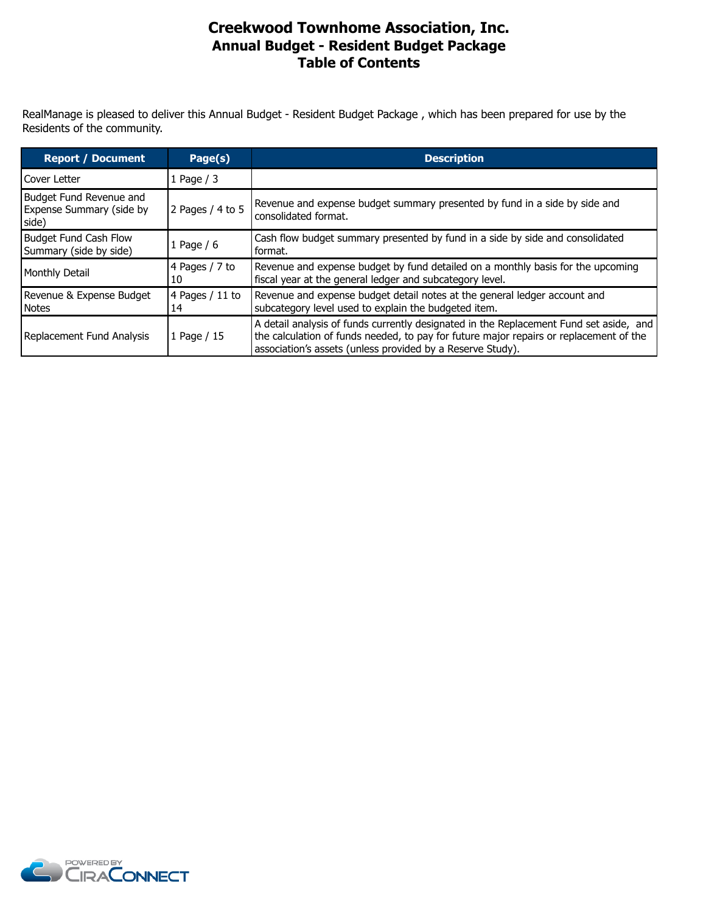# Creekwood Townhome Association, Inc.
## Annual Budget - Resident Budget Package
## Table of Contents

RealManage is pleased to deliver this Annual Budget - Resident Budget Package , which has been prepared for use by the Residents of the community.

| Report / Document | Page(s) | Description |
|---|---|---|
| Cover Letter | 1 Page / 3 | |
| Budget Fund Revenue and Expense Summary (side by side) | 2 Pages / 4 to 5 | Revenue and expense budget summary presented by fund in a side by side and consolidated format. |
| Budget Fund Cash Flow Summary (side by side) | 1 Page / 6 | Cash flow budget summary presented by fund in a side by side and consolidated format. |
| Monthly Detail | 4 Pages / 7 to 10 | Revenue and expense budget by fund detailed on a monthly basis for the upcoming fiscal year at the general ledger and subcategory level. |
| Revenue & Expense Budget Notes | 4 Pages / 11 to 14 | Revenue and expense budget detail notes at the general ledger account and subcategory level used to explain the budgeted item. |
| Replacement Fund Analysis | 1 Page / 15 | A detail analysis of funds currently designated in the Replacement Fund set aside, and the calculation of funds needed, to pay for future major repairs or replacement of the association's assets (unless provided by a Reserve Study). |

POWERED BY CIRACONNECT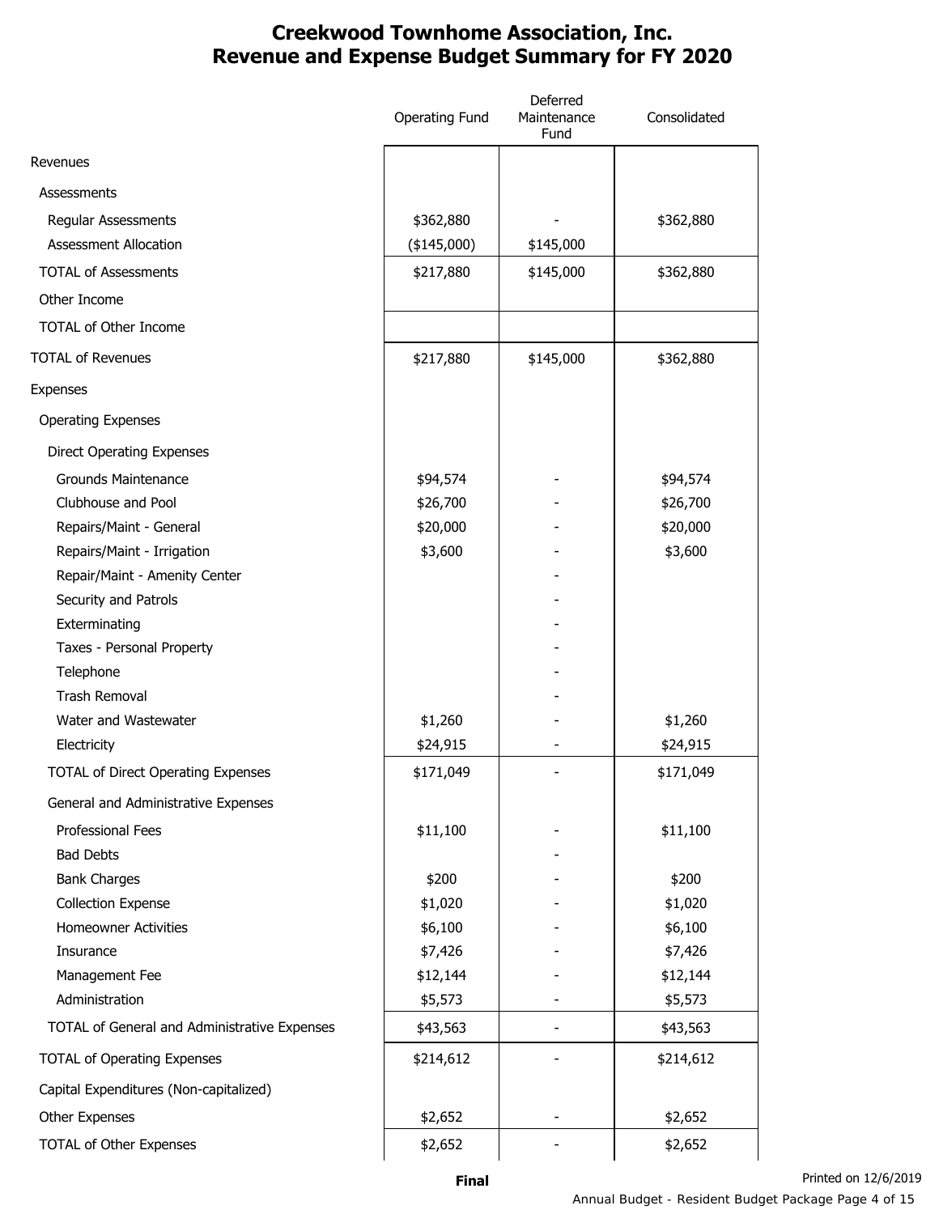# Creekwood Townhome Association, Inc.
## Revenue and Expense Budget Summary for FY 2020

| | Operating Fund | Deferred Maintenance Fund | Consolidated |
|---|---|---|---|
| Revenues | | | |
| Assessments | | | |
| Regular Assessments | $362,880 | - | $362,880 |
| Assessment Allocation | ($145,000) | $145,000 | |
| TOTAL of Assessments | $217,880 | $145,000 | $362,880 |
| Other Income | | | |
| TOTAL of Other Income | | | |
| TOTAL of Revenues | $217,880 | $145,000 | $362,880 |
| Expenses | | | |
| Operating Expenses | | | |
| Direct Operating Expenses | | | |
| Grounds Maintenance | $94,574 | - | $94,574 |
| Clubhouse and Pool | $26,700 | - | $26,700 |
| Repairs/Maint - General | $20,000 | - | $20,000 |
| Repairs/Maint - Irrigation | $3,600 | - | $3,600 |
| Repair/Maint - Amenity Center | | - | |
| Security and Patrols | | - | |
| Exterminating | | - | |
| Taxes - Personal Property | | - | |
| Telephone | | - | |
| Trash Removal | | - | |
| Water and Wastewater | $1,260 | - | $1,260 |
| Electricity | $24,915 | - | $24,915 |
| TOTAL of Direct Operating Expenses | $171,049 | - | $171,049 |
| General and Administrative Expenses | | | |
| Professional Fees | $11,100 | - | $11,100 |
| Bad Debts | | - | |
| Bank Charges | $200 | - | $200 |
| Collection Expense | $1,020 | - | $1,020 |
| Homeowner Activities | $6,100 | - | $6,100 |
| Insurance | $7,426 | - | $7,426 |
| Management Fee | $12,144 | - | $12,144 |
| Administration | $5,573 | - | $5,573 |
| TOTAL of General and Administrative Expenses | $43,563 | - | $43,563 |
| TOTAL of Operating Expenses | $214,612 | - | $214,612 |
| Capital Expenditures (Non-capitalized) | | | |
| Other Expenses | $2,652 | - | $2,652 |
| TOTAL of Other Expenses | $2,652 | - | $2,652 |

**Final**

Printed on 12/6/2019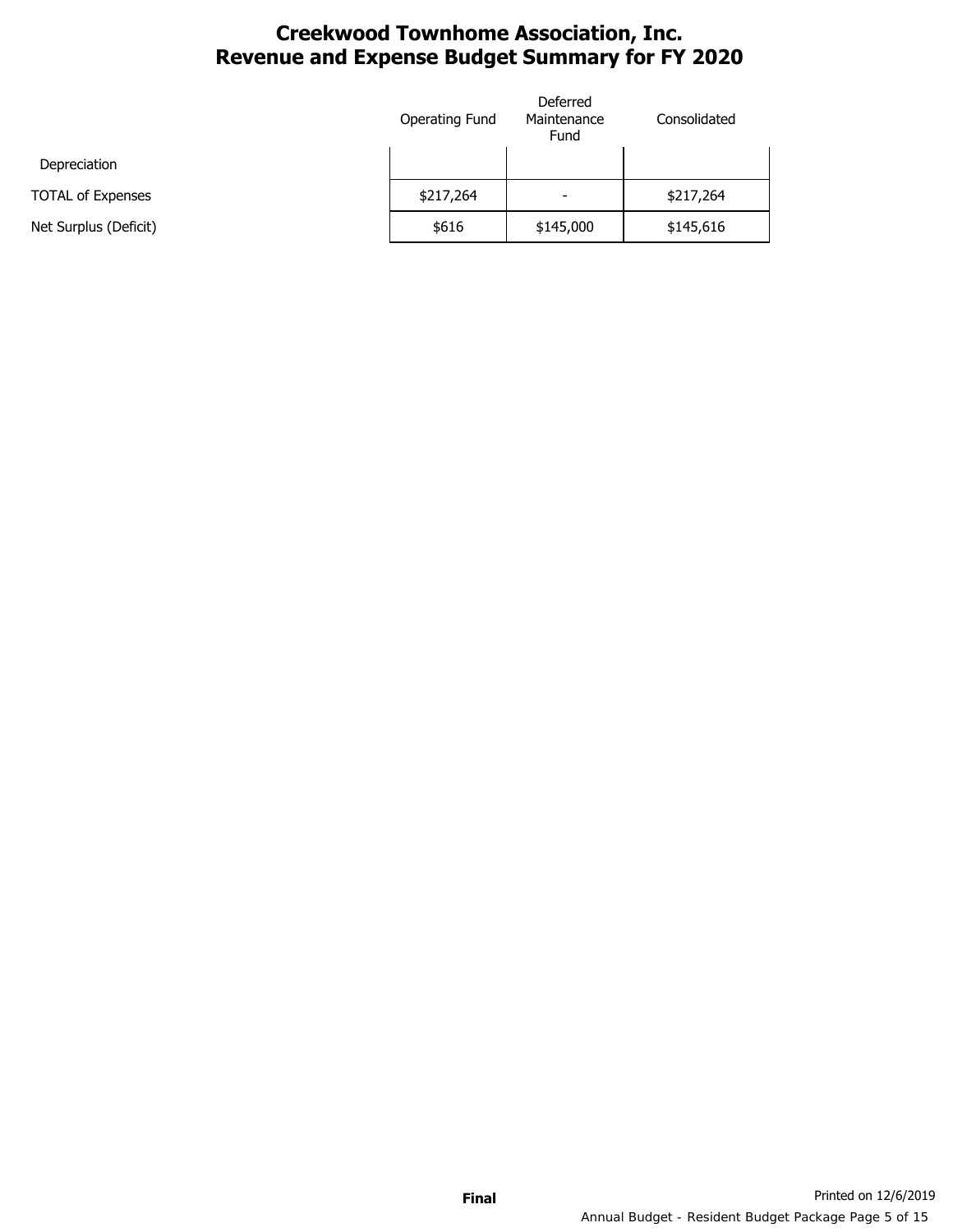# Creekwood Townhome Association, Inc.
# Revenue and Expense Budget Summary for FY 2020

| | Operating Fund | Deferred Maintenance Fund | Consolidated |
|---|---|---|---|
| Depreciation | | | |
| TOTAL of Expenses | $217,264 | - | $217,264 |
| Net Surplus (Deficit) | $616 | $145,000 | $145,616 |

**Final**

Printed on 12/6/2019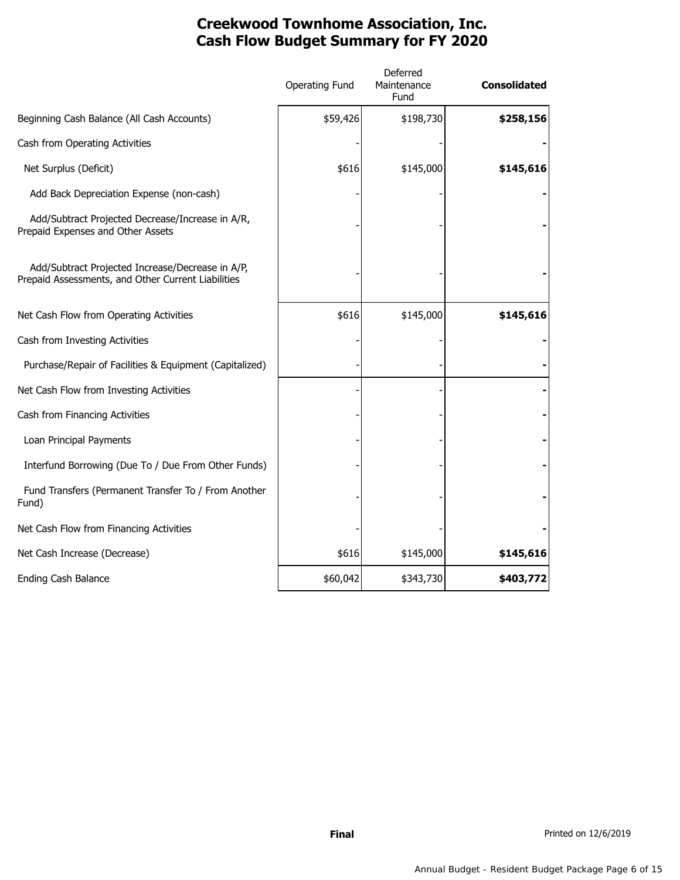# Creekwood Townhome Association, Inc.
# Cash Flow Budget Summary for FY 2020

| | Operating Fund | Deferred Maintenance Fund | **Consolidated** |
|---|---|---|---|
| Beginning Cash Balance (All Cash Accounts) | $59,426 | $198,730 | **$258,156** |
| Cash from Operating Activities | - | - | **-** |
| Net Surplus (Deficit) | $616 | $145,000 | **$145,616** |
| Add Back Depreciation Expense (non-cash) | - | - | **-** |
| Add/Subtract Projected Decrease/Increase in A/R, Prepaid Expenses and Other Assets | - | - | **-** |
| Add/Subtract Projected Increase/Decrease in A/P, Prepaid Assessments, and Other Current Liabilities | - | - | **-** |
| Net Cash Flow from Operating Activities | $616 | $145,000 | **$145,616** |
| Cash from Investing Activities | - | - | **-** |
| Purchase/Repair of Facilities & Equipment (Capitalized) | - | - | **-** |
| Net Cash Flow from Investing Activities | - | - | **-** |
| Cash from Financing Activities | - | - | **-** |
| Loan Principal Payments | - | - | **-** |
| Interfund Borrowing (Due To / Due From Other Funds) | - | - | **-** |
| Fund Transfers (Permanent Transfer To / From Another Fund) | - | - | **-** |
| Net Cash Flow from Financing Activities | - | - | **-** |
| Net Cash Increase (Decrease) | $616 | $145,000 | **$145,616** |
| Ending Cash Balance | $60,042 | $343,730 | **$403,772** |

**Final**

Printed on 12/6/2019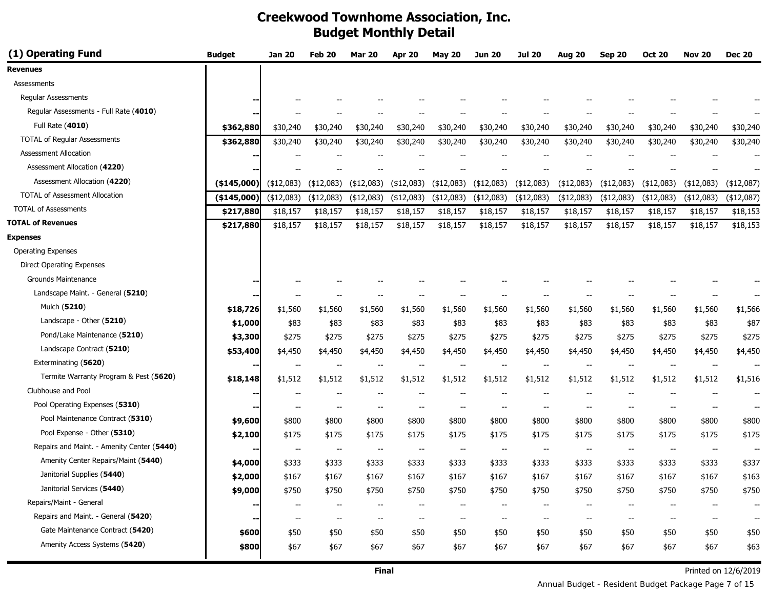# Creekwood Townhome Association, Inc.
## Budget Monthly Detail

| (1) Operating Fund | Budget | Jan 20 | Feb 20 | Mar 20 | Apr 20 | May 20 | Jun 20 | Jul 20 | Aug 20 | Sep 20 | Oct 20 | Nov 20 | Dec 20 |
|---|---|---|---|---|---|---|---|---|---|---|---|---|---|
| **Revenues** | | | | | | | | | | | | | |
| Assessments | | | | | | | | | | | | | |
| Regular Assessments | -- | -- | -- | -- | -- | -- | -- | -- | -- | -- | -- | -- | -- |
| Regular Assessments - Full Rate (**4010**) | -- | -- | -- | -- | -- | -- | -- | -- | -- | -- | -- | -- | -- |
| Full Rate (**4010**) | **$362,880** | $30,240 | $30,240 | $30,240 | $30,240 | $30,240 | $30,240 | $30,240 | $30,240 | $30,240 | $30,240 | $30,240 | $30,240 |
| TOTAL of Regular Assessments | **$362,880** | $30,240 | $30,240 | $30,240 | $30,240 | $30,240 | $30,240 | $30,240 | $30,240 | $30,240 | $30,240 | $30,240 | $30,240 |
| Assessment Allocation | -- | -- | -- | -- | -- | -- | -- | -- | -- | -- | -- | -- | -- |
| Assessment Allocation (**4220**) | -- | -- | -- | -- | -- | -- | -- | -- | -- | -- | -- | -- | -- |
| Assessment Allocation (**4220**) | **($145,000)** | ($12,083) | ($12,083) | ($12,083) | ($12,083) | ($12,083) | ($12,083) | ($12,083) | ($12,083) | ($12,083) | ($12,083) | ($12,083) | ($12,087) |
| TOTAL of Assessment Allocation | **($145,000)** | ($12,083) | ($12,083) | ($12,083) | ($12,083) | ($12,083) | ($12,083) | ($12,083) | ($12,083) | ($12,083) | ($12,083) | ($12,083) | ($12,087) |
| TOTAL of Assessments | **$217,880** | $18,157 | $18,157 | $18,157 | $18,157 | $18,157 | $18,157 | $18,157 | $18,157 | $18,157 | $18,157 | $18,157 | $18,153 |
| **TOTAL of Revenues** | **$217,880** | $18,157 | $18,157 | $18,157 | $18,157 | $18,157 | $18,157 | $18,157 | $18,157 | $18,157 | $18,157 | $18,157 | $18,153 |
| **Expenses** | | | | | | | | | | | | | |
| Operating Expenses | | | | | | | | | | | | | |
| Direct Operating Expenses | | | | | | | | | | | | | |
| Grounds Maintenance | -- | -- | -- | -- | -- | -- | -- | -- | -- | -- | -- | -- | -- |
| Landscape Maint. - General (**5210**) | -- | -- | -- | -- | -- | -- | -- | -- | -- | -- | -- | -- | -- |
| Mulch (**5210**) | **$18,726** | $1,560 | $1,560 | $1,560 | $1,560 | $1,560 | $1,560 | $1,560 | $1,560 | $1,560 | $1,560 | $1,560 | $1,566 |
| Landscape - Other (**5210**) | **$1,000** | $83 | $83 | $83 | $83 | $83 | $83 | $83 | $83 | $83 | $83 | $83 | $87 |
| Pond/Lake Maintenance (**5210**) | **$3,300** | $275 | $275 | $275 | $275 | $275 | $275 | $275 | $275 | $275 | $275 | $275 | $275 |
| Landscape Contract (**5210**) | **$53,400** | $4,450 | $4,450 | $4,450 | $4,450 | $4,450 | $4,450 | $4,450 | $4,450 | $4,450 | $4,450 | $4,450 | $4,450 |
| Exterminating (**5620**) | -- | -- | -- | -- | -- | -- | -- | -- | -- | -- | -- | -- | -- |
| Termite Warranty Program & Pest (**5620**) | **$18,148** | $1,512 | $1,512 | $1,512 | $1,512 | $1,512 | $1,512 | $1,512 | $1,512 | $1,512 | $1,512 | $1,512 | $1,516 |
| Clubhouse and Pool | -- | -- | -- | -- | -- | -- | -- | -- | -- | -- | -- | -- | -- |
| Pool Operating Expenses (**5310**) | -- | -- | -- | -- | -- | -- | -- | -- | -- | -- | -- | -- | -- |
| Pool Maintenance Contract (**5310**) | **$9,600** | $800 | $800 | $800 | $800 | $800 | $800 | $800 | $800 | $800 | $800 | $800 | $800 |
| Pool Expense - Other (**5310**) | **$2,100** | $175 | $175 | $175 | $175 | $175 | $175 | $175 | $175 | $175 | $175 | $175 | $175 |
| Repairs and Maint. - Amenity Center (**5440**) | -- | -- | -- | -- | -- | -- | -- | -- | -- | -- | -- | -- | -- |
| Amenity Center Repairs/Maint (**5440**) | **$4,000** | $333 | $333 | $333 | $333 | $333 | $333 | $333 | $333 | $333 | $333 | $333 | $337 |
| Janitorial Supplies (**5440**) | **$2,000** | $167 | $167 | $167 | $167 | $167 | $167 | $167 | $167 | $167 | $167 | $167 | $163 |
| Janitorial Services (**5440**) | **$9,000** | $750 | $750 | $750 | $750 | $750 | $750 | $750 | $750 | $750 | $750 | $750 | $750 |
| Repairs/Maint - General | -- | -- | -- | -- | -- | -- | -- | -- | -- | -- | -- | -- | -- |
| Repairs and Maint. - General (**5420**) | -- | -- | -- | -- | -- | -- | -- | -- | -- | -- | -- | -- | -- |
| Gate Maintenance Contract (**5420**) | **$600** | $50 | $50 | $50 | $50 | $50 | $50 | $50 | $50 | $50 | $50 | $50 | $50 |
| Amenity Access Systems (**5420**) | **$800** | $67 | $67 | $67 | $67 | $67 | $67 | $67 | $67 | $67 | $67 | $67 | $63 |

**Final**

Printed on 12/6/2019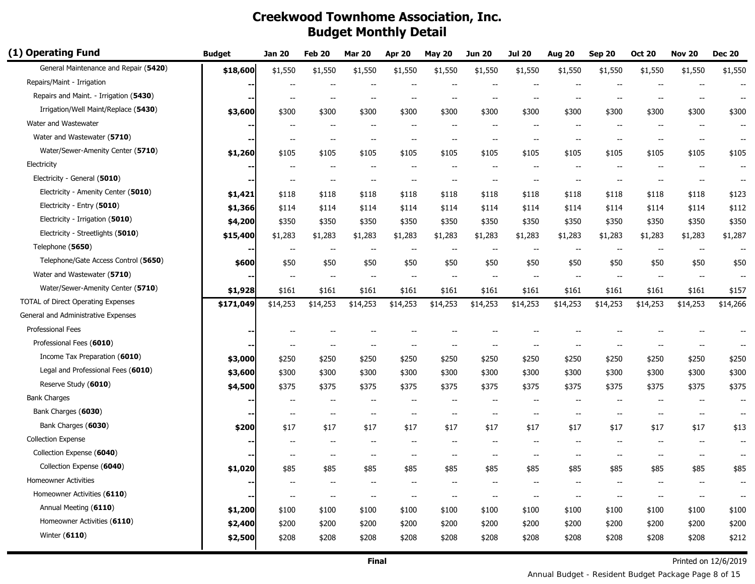# Creekwood Townhome Association, Inc.
## Budget Monthly Detail

| (1) Operating Fund | Budget | Jan 20 | Feb 20 | Mar 20 | Apr 20 | May 20 | Jun 20 | Jul 20 | Aug 20 | Sep 20 | Oct 20 | Nov 20 | Dec 20 |
|---|---|---|---|---|---|---|---|---|---|---|---|---|---|
| General Maintenance and Repair (**5420**) | **$18,600** | $1,550 | $1,550 | $1,550 | $1,550 | $1,550 | $1,550 | $1,550 | $1,550 | $1,550 | $1,550 | $1,550 | $1,550 |
| Repairs/Maint - Irrigation | **--** | -- | -- | -- | -- | -- | -- | -- | -- | -- | -- | -- | -- |
| Repairs and Maint. - Irrigation (**5430**) | **--** | -- | -- | -- | -- | -- | -- | -- | -- | -- | -- | -- | -- |
| Irrigation/Well Maint/Replace (**5430**) | **$3,600** | $300 | $300 | $300 | $300 | $300 | $300 | $300 | $300 | $300 | $300 | $300 | $300 |
| Water and Wastewater | **--** | -- | -- | -- | -- | -- | -- | -- | -- | -- | -- | -- | -- |
| Water and Wastewater (**5710**) | **--** | -- | -- | -- | -- | -- | -- | -- | -- | -- | -- | -- | -- |
| Water/Sewer-Amenity Center (**5710**) | **$1,260** | $105 | $105 | $105 | $105 | $105 | $105 | $105 | $105 | $105 | $105 | $105 | $105 |
| Electricity | **--** | -- | -- | -- | -- | -- | -- | -- | -- | -- | -- | -- | -- |
| Electricity - General (**5010**) | **--** | -- | -- | -- | -- | -- | -- | -- | -- | -- | -- | -- | -- |
| Electricity - Amenity Center (**5010**) | **$1,421** | $118 | $118 | $118 | $118 | $118 | $118 | $118 | $118 | $118 | $118 | $118 | $123 |
| Electricity - Entry (**5010**) | **$1,366** | $114 | $114 | $114 | $114 | $114 | $114 | $114 | $114 | $114 | $114 | $114 | $112 |
| Electricity - Irrigation (**5010**) | **$4,200** | $350 | $350 | $350 | $350 | $350 | $350 | $350 | $350 | $350 | $350 | $350 | $350 |
| Electricity - Streetlights (**5010**) | **$15,400** | $1,283 | $1,283 | $1,283 | $1,283 | $1,283 | $1,283 | $1,283 | $1,283 | $1,283 | $1,283 | $1,283 | $1,287 |
| Telephone (**5650**) | **--** | -- | -- | -- | -- | -- | -- | -- | -- | -- | -- | -- | -- |
| Telephone/Gate Access Control (**5650**) | **$600** | $50 | $50 | $50 | $50 | $50 | $50 | $50 | $50 | $50 | $50 | $50 | $50 |
| Water and Wastewater (**5710**) | **--** | -- | -- | -- | -- | -- | -- | -- | -- | -- | -- | -- | -- |
| Water/Sewer-Amenity Center (**5710**) | **$1,928** | $161 | $161 | $161 | $161 | $161 | $161 | $161 | $161 | $161 | $161 | $161 | $157 |
| TOTAL of Direct Operating Expenses | **$171,049** | $14,253 | $14,253 | $14,253 | $14,253 | $14,253 | $14,253 | $14,253 | $14,253 | $14,253 | $14,253 | $14,253 | $14,266 |
| General and Administrative Expenses | | | | | | | | | | | | | |
| Professional Fees | **--** | -- | -- | -- | -- | -- | -- | -- | -- | -- | -- | -- | -- |
| Professional Fees (**6010**) | **--** | -- | -- | -- | -- | -- | -- | -- | -- | -- | -- | -- | -- |
| Income Tax Preparation (**6010**) | **$3,000** | $250 | $250 | $250 | $250 | $250 | $250 | $250 | $250 | $250 | $250 | $250 | $250 |
| Legal and Professional Fees (**6010**) | **$3,600** | $300 | $300 | $300 | $300 | $300 | $300 | $300 | $300 | $300 | $300 | $300 | $300 |
| Reserve Study (**6010**) | **$4,500** | $375 | $375 | $375 | $375 | $375 | $375 | $375 | $375 | $375 | $375 | $375 | $375 |
| Bank Charges | **--** | -- | -- | -- | -- | -- | -- | -- | -- | -- | -- | -- | -- |
| Bank Charges (**6030**) | **--** | -- | -- | -- | -- | -- | -- | -- | -- | -- | -- | -- | -- |
| Bank Charges (**6030**) | **$200** | $17 | $17 | $17 | $17 | $17 | $17 | $17 | $17 | $17 | $17 | $17 | $13 |
| Collection Expense | **--** | -- | -- | -- | -- | -- | -- | -- | -- | -- | -- | -- | -- |
| Collection Expense (**6040**) | **--** | -- | -- | -- | -- | -- | -- | -- | -- | -- | -- | -- | -- |
| Collection Expense (**6040**) | **$1,020** | $85 | $85 | $85 | $85 | $85 | $85 | $85 | $85 | $85 | $85 | $85 | $85 |
| Homeowner Activities | **--** | -- | -- | -- | -- | -- | -- | -- | -- | -- | -- | -- | -- |
| Homeowner Activities (**6110**) | **--** | -- | -- | -- | -- | -- | -- | -- | -- | -- | -- | -- | -- |
| Annual Meeting (**6110**) | **$1,200** | $100 | $100 | $100 | $100 | $100 | $100 | $100 | $100 | $100 | $100 | $100 | $100 |
| Homeowner Activities (**6110**) | **$2,400** | $200 | $200 | $200 | $200 | $200 | $200 | $200 | $200 | $200 | $200 | $200 | $200 |
| Winter (**6110**) | **$2,500** | $208 | $208 | $208 | $208 | $208 | $208 | $208 | $208 | $208 | $208 | $208 | $212 |

**Final**

Printed on 12/6/2019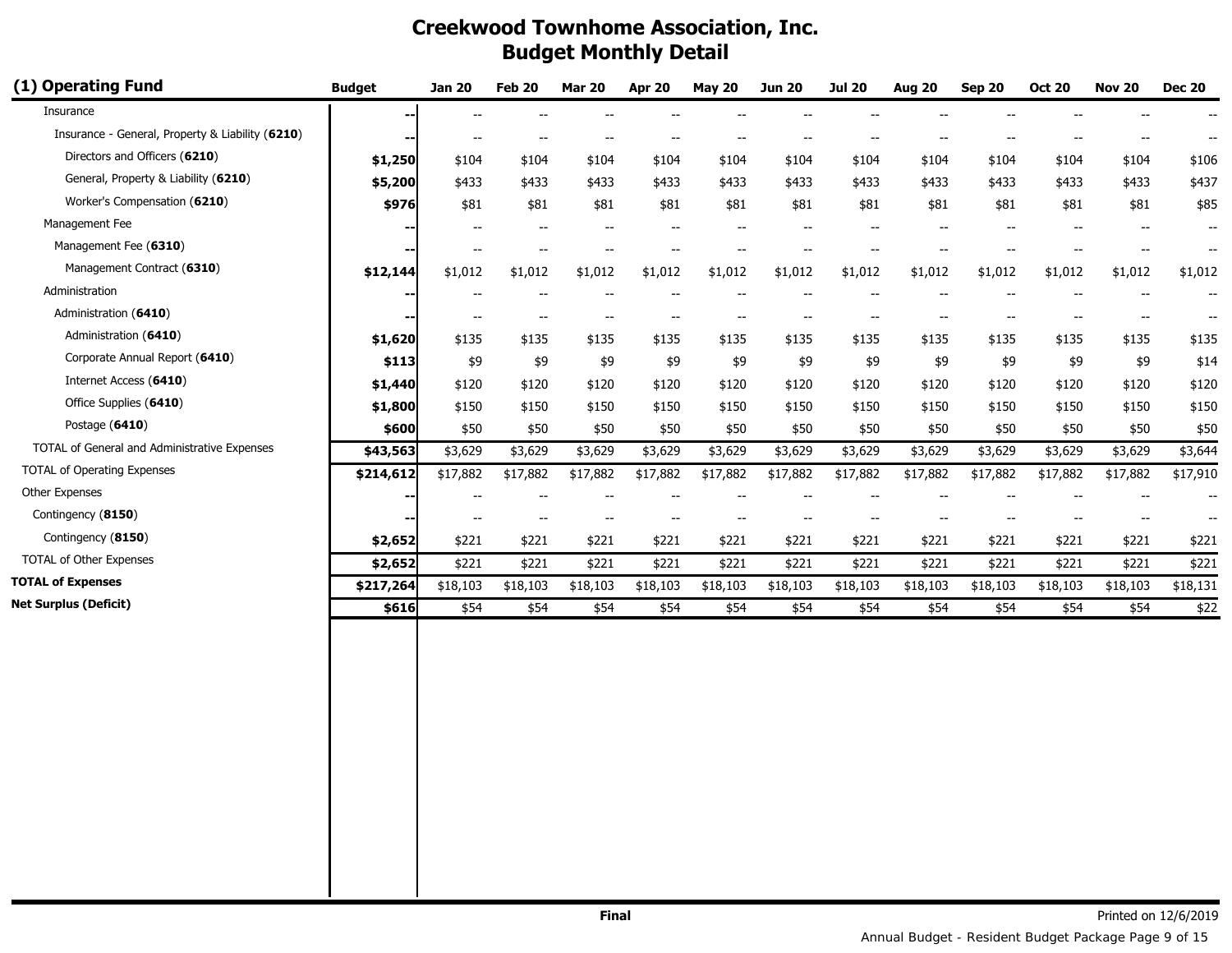# Creekwood Townhome Association, Inc.
## Budget Monthly Detail

| (1) Operating Fund | Budget | Jan 20 | Feb 20 | Mar 20 | Apr 20 | May 20 | Jun 20 | Jul 20 | Aug 20 | Sep 20 | Oct 20 | Nov 20 | Dec 20 |
|---|---|---|---|---|---|---|---|---|---|---|---|---|---|
| Insurance | -- | -- | -- | -- | -- | -- | -- | -- | -- | -- | -- | -- | -- |
| Insurance - General, Property & Liability (**6210**) | -- | -- | -- | -- | -- | -- | -- | -- | -- | -- | -- | -- | -- |
| Directors and Officers (**6210**) | **$1,250** | $104 | $104 | $104 | $104 | $104 | $104 | $104 | $104 | $104 | $104 | $104 | $106 |
| General, Property & Liability (**6210**) | **$5,200** | $433 | $433 | $433 | $433 | $433 | $433 | $433 | $433 | $433 | $433 | $433 | $437 |
| Worker's Compensation (**6210**) | **$976** | $81 | $81 | $81 | $81 | $81 | $81 | $81 | $81 | $81 | $81 | $81 | $85 |
| Management Fee | -- | -- | -- | -- | -- | -- | -- | -- | -- | -- | -- | -- | -- |
| Management Fee (**6310**) | -- | -- | -- | -- | -- | -- | -- | -- | -- | -- | -- | -- | -- |
| Management Contract (**6310**) | **$12,144** | $1,012 | $1,012 | $1,012 | $1,012 | $1,012 | $1,012 | $1,012 | $1,012 | $1,012 | $1,012 | $1,012 | $1,012 |
| Administration | -- | -- | -- | -- | -- | -- | -- | -- | -- | -- | -- | -- | -- |
| Administration (**6410**) | -- | -- | -- | -- | -- | -- | -- | -- | -- | -- | -- | -- | -- |
| Administration (**6410**) | **$1,620** | $135 | $135 | $135 | $135 | $135 | $135 | $135 | $135 | $135 | $135 | $135 | $135 |
| Corporate Annual Report (**6410**) | **$113** | $9 | $9 | $9 | $9 | $9 | $9 | $9 | $9 | $9 | $9 | $9 | $14 |
| Internet Access (**6410**) | **$1,440** | $120 | $120 | $120 | $120 | $120 | $120 | $120 | $120 | $120 | $120 | $120 | $120 |
| Office Supplies (**6410**) | **$1,800** | $150 | $150 | $150 | $150 | $150 | $150 | $150 | $150 | $150 | $150 | $150 | $150 |
| Postage (**6410**) | **$600** | $50 | $50 | $50 | $50 | $50 | $50 | $50 | $50 | $50 | $50 | $50 | $50 |
| TOTAL of General and Administrative Expenses | **$43,563** | $3,629 | $3,629 | $3,629 | $3,629 | $3,629 | $3,629 | $3,629 | $3,629 | $3,629 | $3,629 | $3,629 | $3,644 |
| TOTAL of Operating Expenses | **$214,612** | $17,882 | $17,882 | $17,882 | $17,882 | $17,882 | $17,882 | $17,882 | $17,882 | $17,882 | $17,882 | $17,882 | $17,910 |
| Other Expenses | -- | -- | -- | -- | -- | -- | -- | -- | -- | -- | -- | -- | -- |
| Contingency (**8150**) | -- | -- | -- | -- | -- | -- | -- | -- | -- | -- | -- | -- | -- |
| Contingency (**8150**) | **$2,652** | $221 | $221 | $221 | $221 | $221 | $221 | $221 | $221 | $221 | $221 | $221 | $221 |
| TOTAL of Other Expenses | **$2,652** | $221 | $221 | $221 | $221 | $221 | $221 | $221 | $221 | $221 | $221 | $221 | $221 |
| **TOTAL of Expenses** | **$217,264** | $18,103 | $18,103 | $18,103 | $18,103 | $18,103 | $18,103 | $18,103 | $18,103 | $18,103 | $18,103 | $18,103 | $18,131 |
| **Net Surplus (Deficit)** | **$616** | $54 | $54 | $54 | $54 | $54 | $54 | $54 | $54 | $54 | $54 | $54 | $22 |

**Final**

Printed on 12/6/2019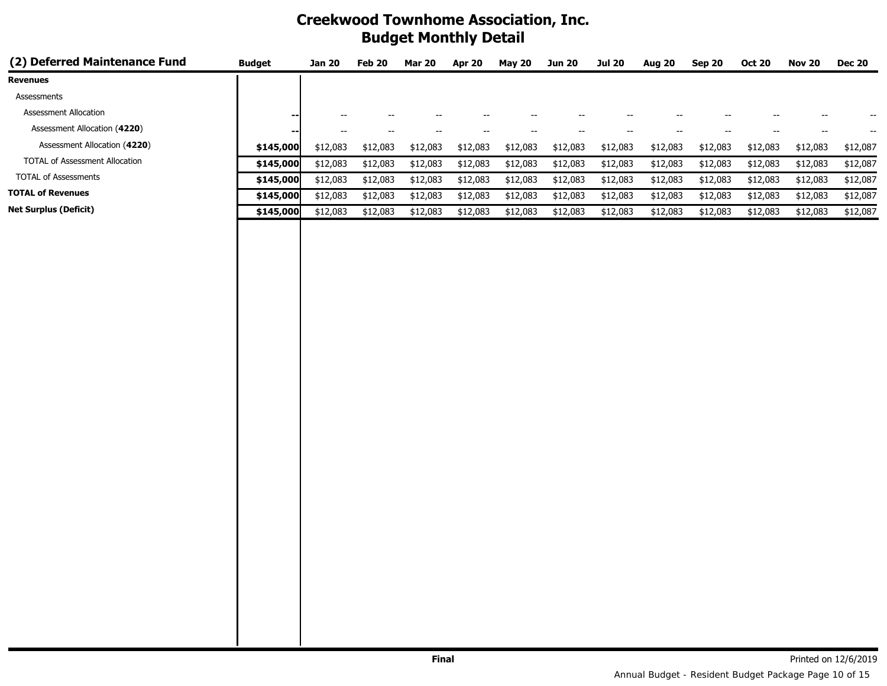# Creekwood Townhome Association, Inc.
## Budget Monthly Detail

| (2) Deferred Maintenance Fund | Budget | Jan 20 | Feb 20 | Mar 20 | Apr 20 | May 20 | Jun 20 | Jul 20 | Aug 20 | Sep 20 | Oct 20 | Nov 20 | Dec 20 |
|---|---|---|---|---|---|---|---|---|---|---|---|---|---|
| **Revenues** | | | | | | | | | | | | | |
| Assessments | | | | | | | | | | | | | |
| Assessment Allocation | -- | -- | -- | -- | -- | -- | -- | -- | -- | -- | -- | -- | -- |
| Assessment Allocation (**4220**) | -- | -- | -- | -- | -- | -- | -- | -- | -- | -- | -- | -- | -- |
| Assessment Allocation (**4220**) | **$145,000** | $12,083 | $12,083 | $12,083 | $12,083 | $12,083 | $12,083 | $12,083 | $12,083 | $12,083 | $12,083 | $12,083 | $12,087 |
| TOTAL of Assessment Allocation | **$145,000** | $12,083 | $12,083 | $12,083 | $12,083 | $12,083 | $12,083 | $12,083 | $12,083 | $12,083 | $12,083 | $12,083 | $12,087 |
| TOTAL of Assessments | **$145,000** | $12,083 | $12,083 | $12,083 | $12,083 | $12,083 | $12,083 | $12,083 | $12,083 | $12,083 | $12,083 | $12,083 | $12,087 |
| **TOTAL of Revenues** | **$145,000** | $12,083 | $12,083 | $12,083 | $12,083 | $12,083 | $12,083 | $12,083 | $12,083 | $12,083 | $12,083 | $12,083 | $12,087 |
| **Net Surplus (Deficit)** | **$145,000** | $12,083 | $12,083 | $12,083 | $12,083 | $12,083 | $12,083 | $12,083 | $12,083 | $12,083 | $12,083 | $12,083 | $12,087 |

**Final**

Printed on 12/6/2019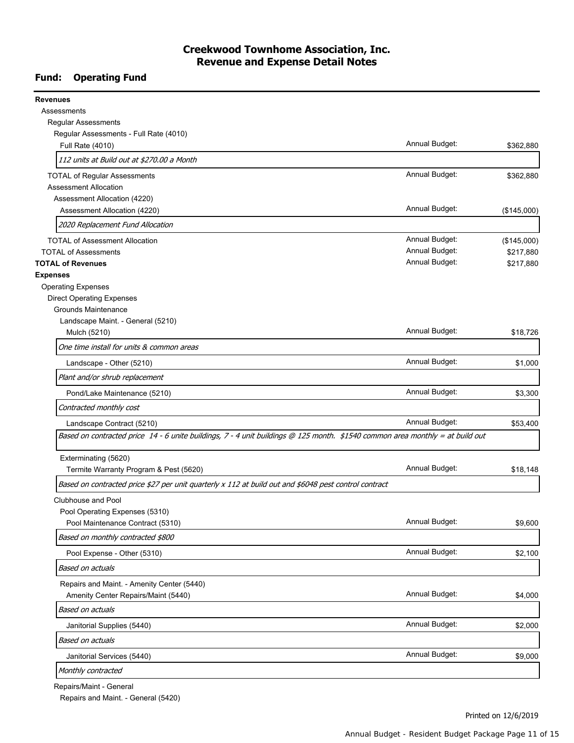# Creekwood Townhome Association, Inc.
## Revenue and Expense Detail Notes

### Fund: Operating Fund

**Revenues**

Assessments

Regular Assessments

Regular Assessments - Full Rate (4010)

| Item | | Amount |
|---|---|---|
| Full Rate (4010) | Annual Budget: | $362,880 |
| *112 units at Build out at $270.00 a Month* | | |
| TOTAL of Regular Assessments | Annual Budget: | $362,880 |

Assessment Allocation

Assessment Allocation (4220)

| Item | | Amount |
|---|---|---|
| Assessment Allocation (4220) | Annual Budget: | ($145,000) |
| *2020 Replacement Fund Allocation* | | |
| TOTAL of Assessment Allocation | Annual Budget: | ($145,000) |
| TOTAL of Assessments | Annual Budget: | $217,880 |
| **TOTAL of Revenues** | Annual Budget: | $217,880 |

**Expenses**

Operating Expenses

Direct Operating Expenses

Grounds Maintenance

Landscape Maint. - General (5210)

| Item | | Amount |
|---|---|---|
| Mulch (5210) | Annual Budget: | $18,726 |
| *One time install for units & common areas* | | |
| Landscape - Other (5210) | Annual Budget: | $1,000 |
| *Plant and/or shrub replacement* | | |
| Pond/Lake Maintenance (5210) | Annual Budget: | $3,300 |
| *Contracted monthly cost* | | |
| Landscape Contract (5210) | Annual Budget: | $53,400 |
| *Based on contracted price 14 - 6 unite buildings, 7 - 4 unit buildings @ 125 month. $1540 common area monthly = at build out* | | |

Exterminating (5620)

| Item | | Amount |
|---|---|---|
| Termite Warranty Program & Pest (5620) | Annual Budget: | $18,148 |
| *Based on contracted price $27 per unit quarterly x 112 at build out and $6048 pest control contract* | | |

Clubhouse and Pool

Pool Operating Expenses (5310)

| Item | | Amount |
|---|---|---|
| Pool Maintenance Contract (5310) | Annual Budget: | $9,600 |
| *Based on monthly contracted $800* | | |
| Pool Expense - Other (5310) | Annual Budget: | $2,100 |
| *Based on actuals* | | |

Repairs and Maint. - Amenity Center (5440)

| Item | | Amount |
|---|---|---|
| Amenity Center Repairs/Maint (5440) | Annual Budget: | $4,000 |
| *Based on actuals* | | |
| Janitorial Supplies (5440) | Annual Budget: | $2,000 |
| *Based on actuals* | | |
| Janitorial Services (5440) | Annual Budget: | $9,000 |
| *Monthly contracted* | | |

Repairs/Maint - General

Repairs and Maint. - General (5420)

Printed on 12/6/2019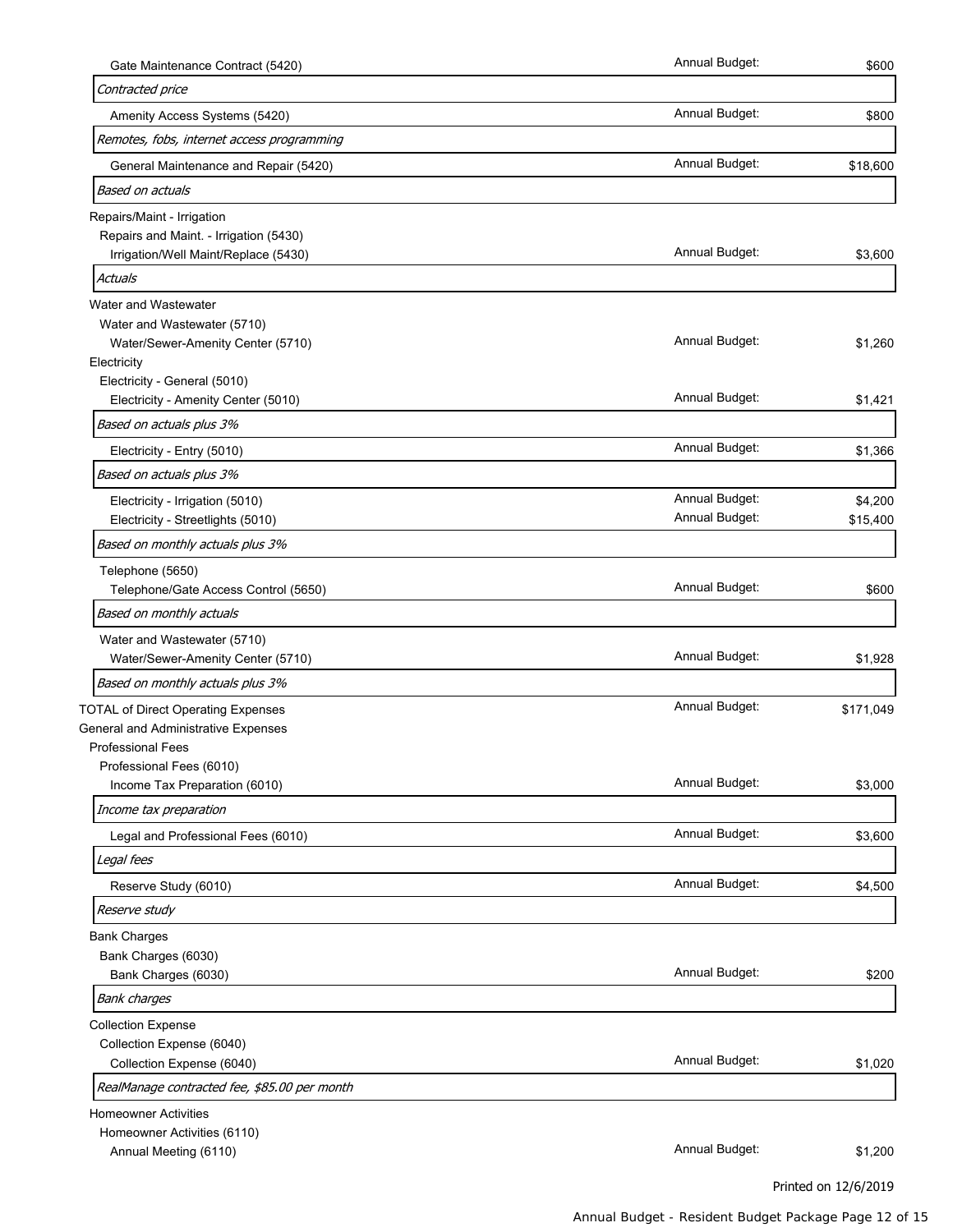| Item | | Amount |
|---|---|---|
| Gate Maintenance Contract (5420) | Annual Budget: | $600 |
| *Contracted price* | | |
| Amenity Access Systems (5420) | Annual Budget: | $800 |
| *Remotes, fobs, internet access programming* | | |
| General Maintenance and Repair (5420) | Annual Budget: | $18,600 |
| *Based on actuals* | | |
| Repairs/Maint - Irrigation | | |
| Repairs and Maint. - Irrigation (5430) | | |
| Irrigation/Well Maint/Replace (5430) | Annual Budget: | $3,600 |
| *Actuals* | | |
| Water and Wastewater | | |
| Water and Wastewater (5710) | | |
| Water/Sewer-Amenity Center (5710) | Annual Budget: | $1,260 |
| Electricity | | |
| Electricity - General (5010) | | |
| Electricity - Amenity Center (5010) | Annual Budget: | $1,421 |
| *Based on actuals plus 3%* | | |
| Electricity - Entry (5010) | Annual Budget: | $1,366 |
| *Based on actuals plus 3%* | | |
| Electricity - Irrigation (5010) | Annual Budget: | $4,200 |
| Electricity - Streetlights (5010) | Annual Budget: | $15,400 |
| *Based on monthly actuals plus 3%* | | |
| Telephone (5650) | | |
| Telephone/Gate Access Control (5650) | Annual Budget: | $600 |
| *Based on monthly actuals* | | |
| Water and Wastewater (5710) | | |
| Water/Sewer-Amenity Center (5710) | Annual Budget: | $1,928 |
| *Based on monthly actuals plus 3%* | | |
| TOTAL of Direct Operating Expenses | Annual Budget: | $171,049 |
| General and Administrative Expenses | | |
| Professional Fees | | |
| Professional Fees (6010) | | |
| Income Tax Preparation (6010) | Annual Budget: | $3,000 |
| *Income tax preparation* | | |
| Legal and Professional Fees (6010) | Annual Budget: | $3,600 |
| *Legal fees* | | |
| Reserve Study (6010) | Annual Budget: | $4,500 |
| *Reserve study* | | |
| Bank Charges | | |
| Bank Charges (6030) | | |
| Bank Charges (6030) | Annual Budget: | $200 |
| *Bank charges* | | |
| Collection Expense | | |
| Collection Expense (6040) | | |
| Collection Expense (6040) | Annual Budget: | $1,020 |
| *RealManage contracted fee, $85.00 per month* | | |
| Homeowner Activities | | |
| Homeowner Activities (6110) | | |
| Annual Meeting (6110) | Annual Budget: | $1,200 |

Printed on 12/6/2019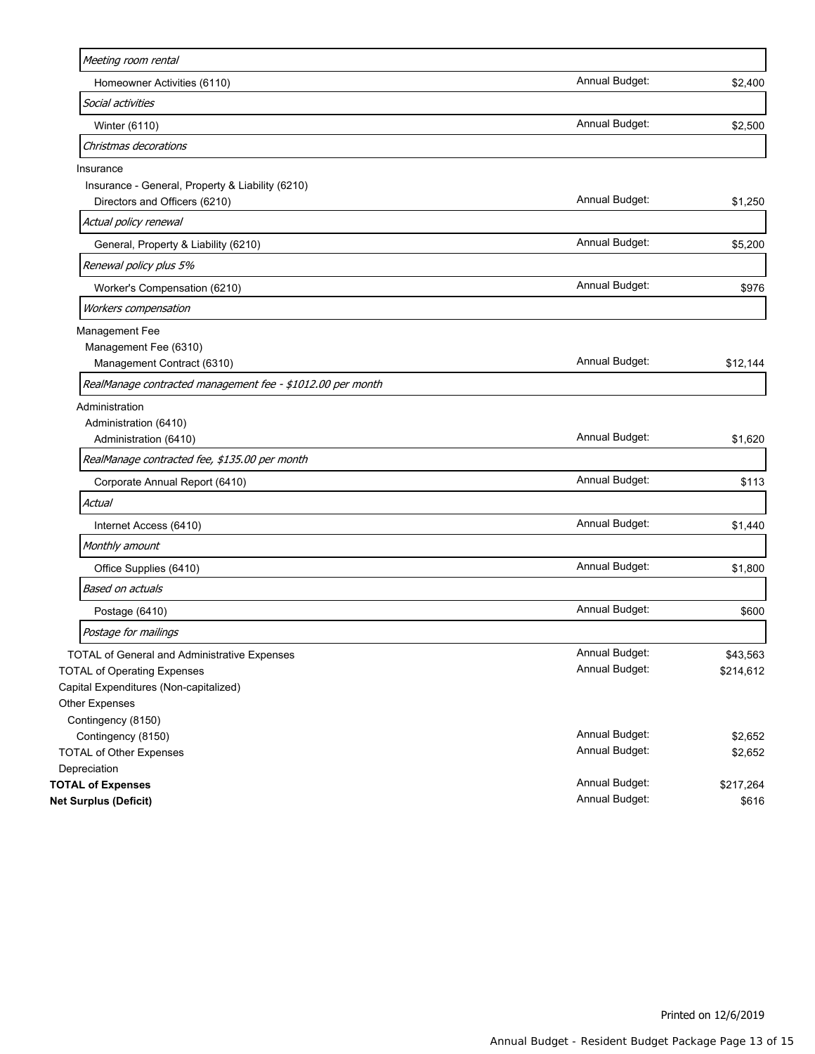| Item | | Amount |
| --- | --- | --- |
| *Meeting room rental* | | |
| Homeowner Activities (6110) | Annual Budget: | $2,400 |
| *Social activities* | | |
| Winter (6110) | Annual Budget: | $2,500 |
| *Christmas decorations* | | |
| Insurance | | |
| Insurance - General, Property & Liability (6210) | | |
| Directors and Officers (6210) | Annual Budget: | $1,250 |
| *Actual policy renewal* | | |
| General, Property & Liability (6210) | Annual Budget: | $5,200 |
| *Renewal policy plus 5%* | | |
| Worker's Compensation (6210) | Annual Budget: | $976 |
| *Workers compensation* | | |
| Management Fee | | |
| Management Fee (6310) | | |
| Management Contract (6310) | Annual Budget: | $12,144 |
| *RealManage contracted management fee - $1012.00 per month* | | |
| Administration | | |
| Administration (6410) | | |
| Administration (6410) | Annual Budget: | $1,620 |
| *RealManage contracted fee, $135.00 per month* | | |
| Corporate Annual Report (6410) | Annual Budget: | $113 |
| *Actual* | | |
| Internet Access (6410) | Annual Budget: | $1,440 |
| *Monthly amount* | | |
| Office Supplies (6410) | Annual Budget: | $1,800 |
| *Based on actuals* | | |
| Postage (6410) | Annual Budget: | $600 |
| *Postage for mailings* | | |
| TOTAL of General and Administrative Expenses | Annual Budget: | $43,563 |
| TOTAL of Operating Expenses | Annual Budget: | $214,612 |
| Capital Expenditures (Non-capitalized) | | |
| Other Expenses | | |
| Contingency (8150) | | |
| Contingency (8150) | Annual Budget: | $2,652 |
| TOTAL of Other Expenses | Annual Budget: | $2,652 |
| Depreciation | | |
| **TOTAL of Expenses** | Annual Budget: | $217,264 |
| **Net Surplus (Deficit)** | Annual Budget: | $616 |

Printed on 12/6/2019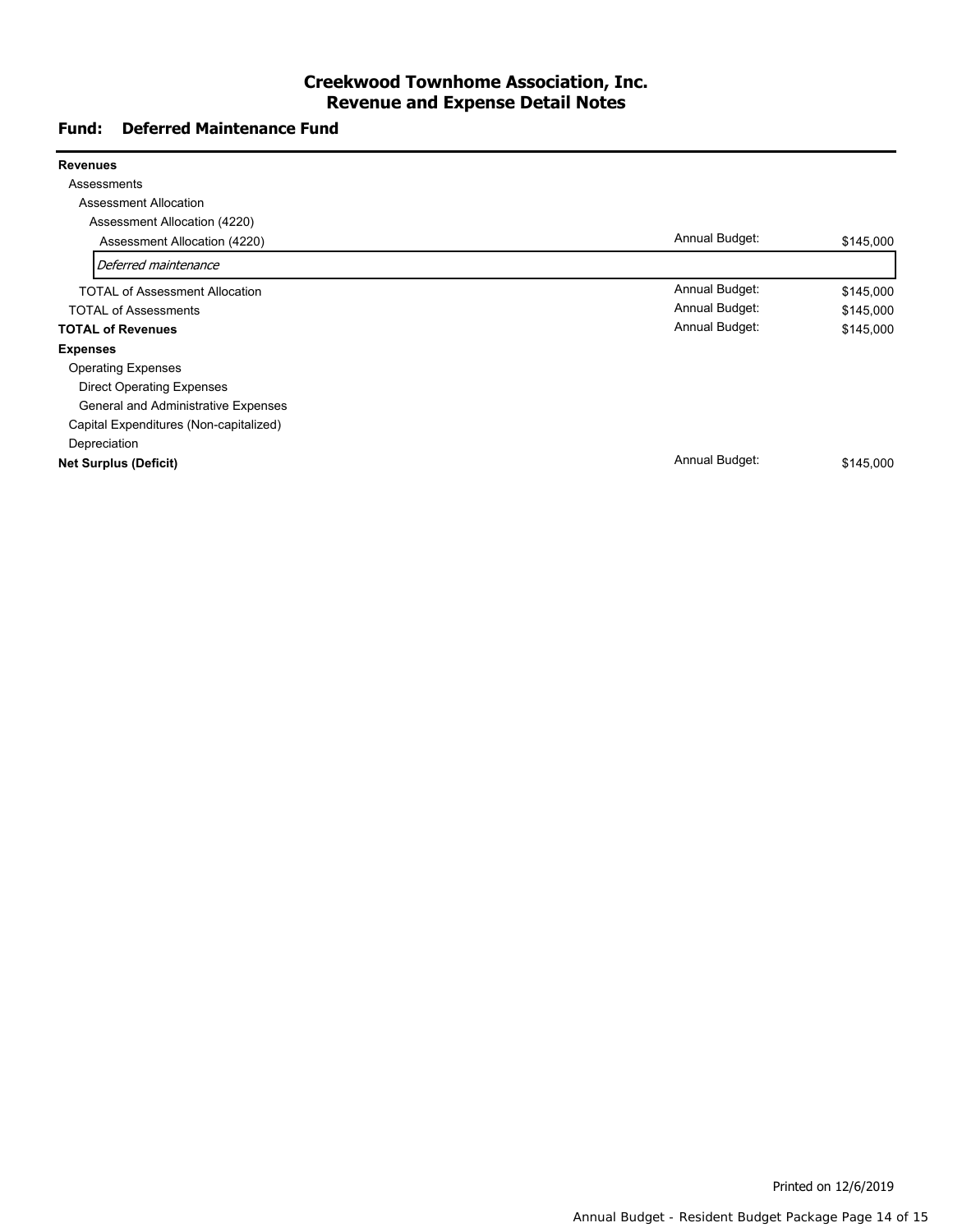# Creekwood Townhome Association, Inc.
## Revenue and Expense Detail Notes

### Fund: Deferred Maintenance Fund

| | | |
|---|---|---|
| **Revenues** | | |
| Assessments | | |
| Assessment Allocation | | |
| Assessment Allocation (4220) | | |
| Assessment Allocation (4220) | Annual Budget: | $145,000 |
| *Deferred maintenance* | | |
| TOTAL of Assessment Allocation | Annual Budget: | $145,000 |
| TOTAL of Assessments | Annual Budget: | $145,000 |
| **TOTAL of Revenues** | Annual Budget: | $145,000 |
| **Expenses** | | |
| Operating Expenses | | |
| Direct Operating Expenses | | |
| General and Administrative Expenses | | |
| Capital Expenditures (Non-capitalized) | | |
| Depreciation | | |
| **Net Surplus (Deficit)** | Annual Budget: | $145,000 |

Printed on 12/6/2019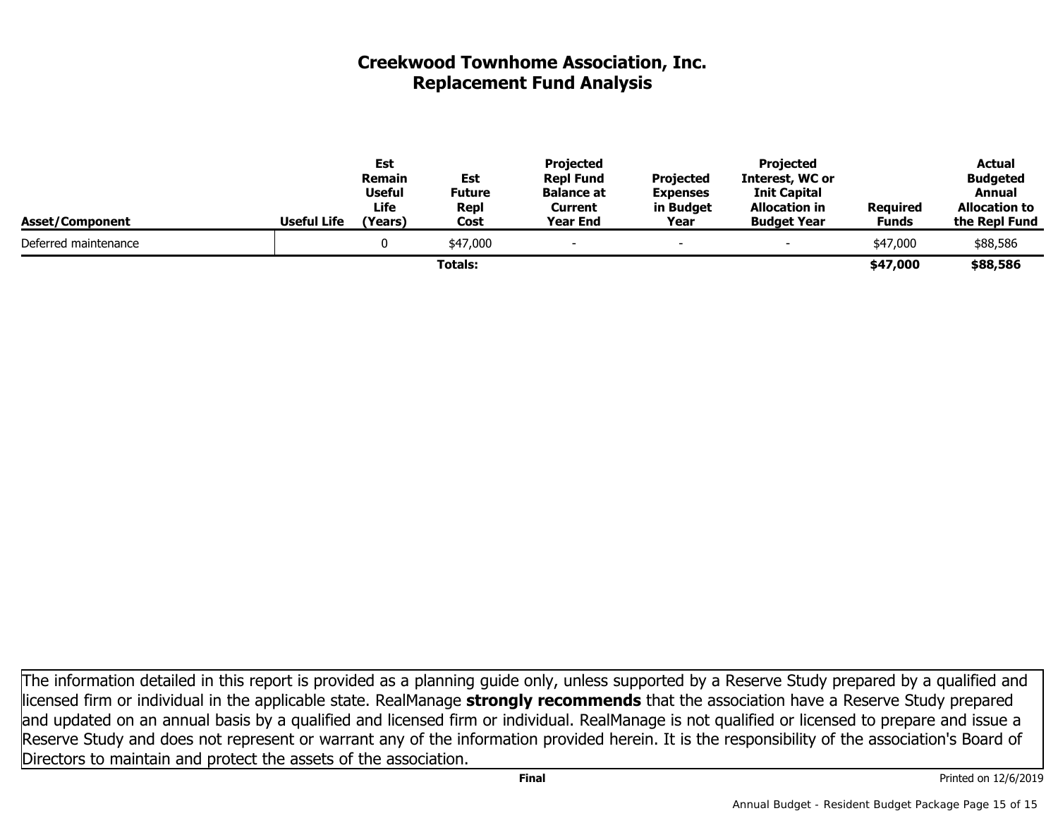# Creekwood Townhome Association, Inc.
## Replacement Fund Analysis

| Asset/Component | Useful Life | Est Remain Useful Life (Years) | Est Future Repl Cost | Projected Repl Fund Balance at Current Year End | Projected Expenses in Budget Year | Projected Interest, WC or Init Capital Allocation in Budget Year | Required Funds | Actual Budgeted Annual Allocation to the Repl Fund |
|---|---|---|---|---|---|---|---|---|
| Deferred maintenance | | 0 | $47,000 | - | - | - | $47,000 | $88,586 |
| | | | **Totals:** | | | | **$47,000** | **$88,586** |

The information detailed in this report is provided as a planning guide only, unless supported by a Reserve Study prepared by a qualified and licensed firm or individual in the applicable state. RealManage **strongly recommends** that the association have a Reserve Study prepared and updated on an annual basis by a qualified and licensed firm or individual. RealManage is not qualified or licensed to prepare and issue a Reserve Study and does not represent or warrant any of the information provided herein. It is the responsibility of the association's Board of Directors to maintain and protect the assets of the association.

**Final**

Printed on 12/6/2019